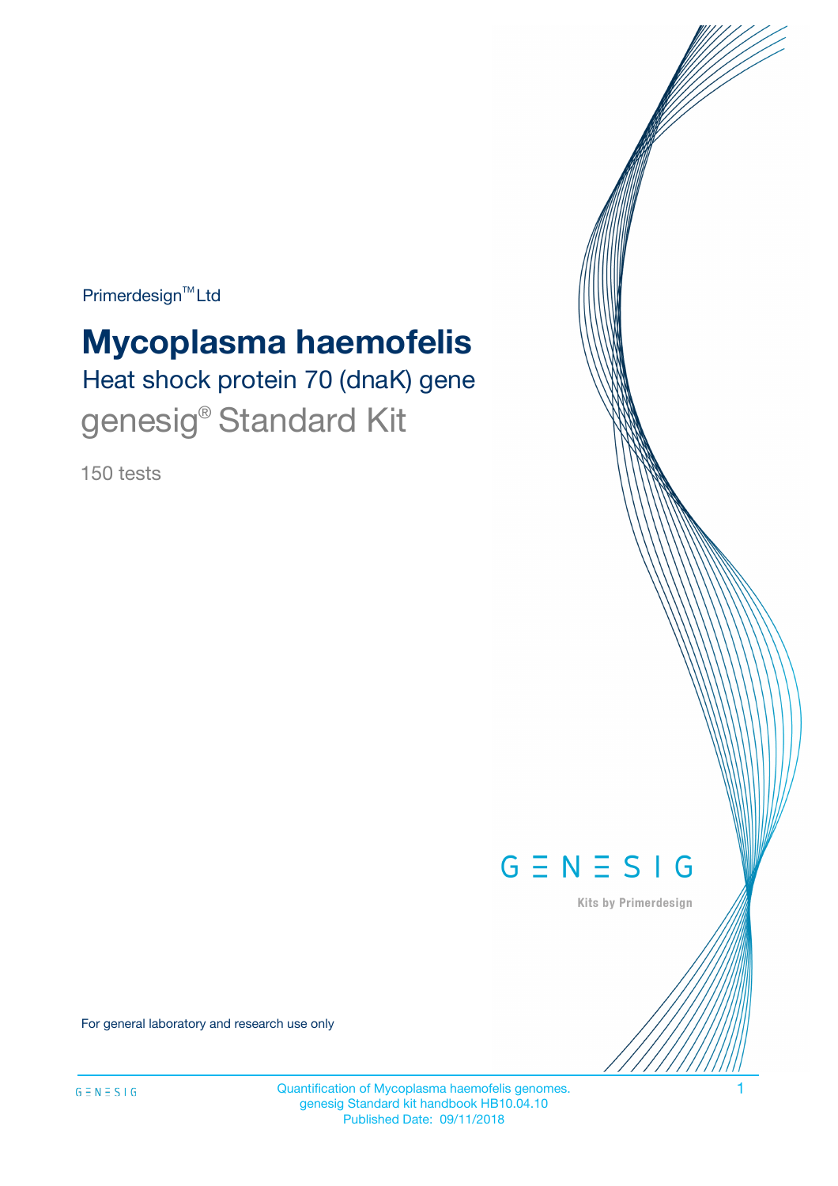Primerdesign™ Ltd

# Mycoplasma haemofelis

## Heat shock protein 70 (dnaK) gene

## genesig® Standard Kit

150 tests

GENESIG

Kits by Primerdesign

For general laboratory and research use only

Quantification of Mycoplasma haemofelis genomes.
genesig Standard kit handbook HB10.04.10
Published Date: 09/11/2018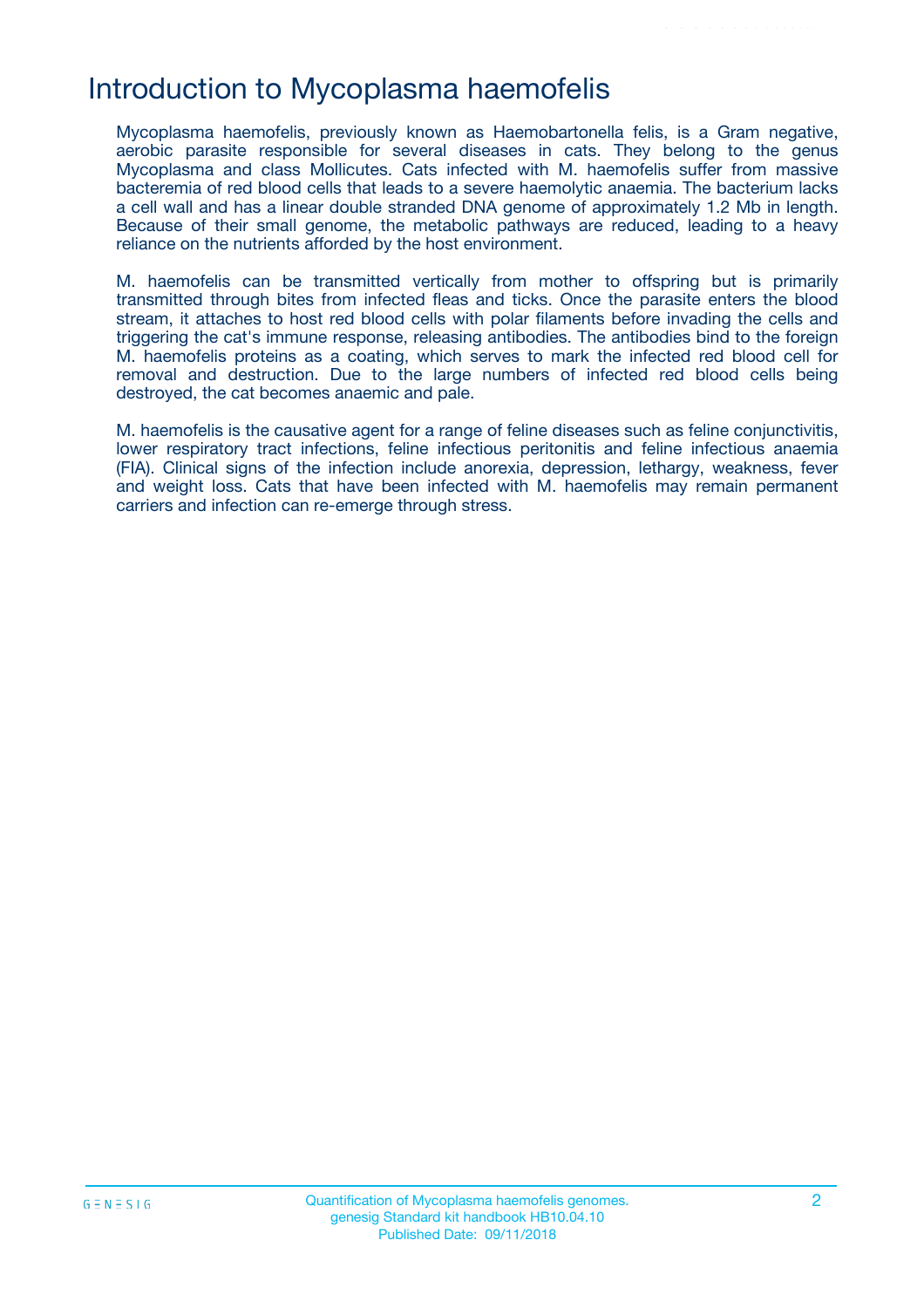# Introduction to Mycoplasma haemofelis

Mycoplasma haemofelis, previously known as Haemobartonella felis, is a Gram negative, aerobic parasite responsible for several diseases in cats. They belong to the genus Mycoplasma and class Mollicutes. Cats infected with M. haemofelis suffer from massive bacteremia of red blood cells that leads to a severe haemolytic anaemia. The bacterium lacks a cell wall and has a linear double stranded DNA genome of approximately 1.2 Mb in length. Because of their small genome, the metabolic pathways are reduced, leading to a heavy reliance on the nutrients afforded by the host environment.

M. haemofelis can be transmitted vertically from mother to offspring but is primarily transmitted through bites from infected fleas and ticks. Once the parasite enters the blood stream, it attaches to host red blood cells with polar filaments before invading the cells and triggering the cat's immune response, releasing antibodies. The antibodies bind to the foreign M. haemofelis proteins as a coating, which serves to mark the infected red blood cell for removal and destruction. Due to the large numbers of infected red blood cells being destroyed, the cat becomes anaemic and pale.

M. haemofelis is the causative agent for a range of feline diseases such as feline conjunctivitis, lower respiratory tract infections, feline infectious peritonitis and feline infectious anaemia (FIA). Clinical signs of the infection include anorexia, depression, lethargy, weakness, fever and weight loss. Cats that have been infected with M. haemofelis may remain permanent carriers and infection can re-emerge through stress.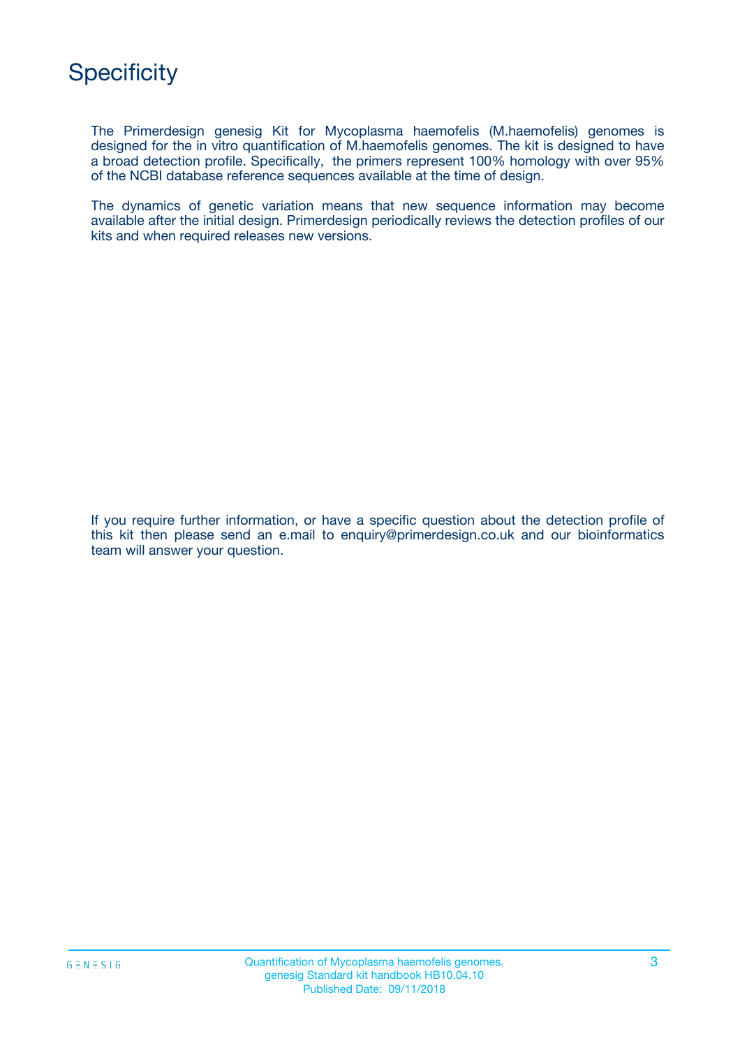# Specificity

The Primerdesign genesig Kit for Mycoplasma haemofelis (M.haemofelis) genomes is designed for the in vitro quantification of M.haemofelis genomes. The kit is designed to have a broad detection profile. Specifically, the primers represent 100% homology with over 95% of the NCBI database reference sequences available at the time of design.

The dynamics of genetic variation means that new sequence information may become available after the initial design. Primerdesign periodically reviews the detection profiles of our kits and when required releases new versions.

If you require further information, or have a specific question about the detection profile of this kit then please send an e.mail to enquiry@primerdesign.co.uk and our bioinformatics team will answer your question.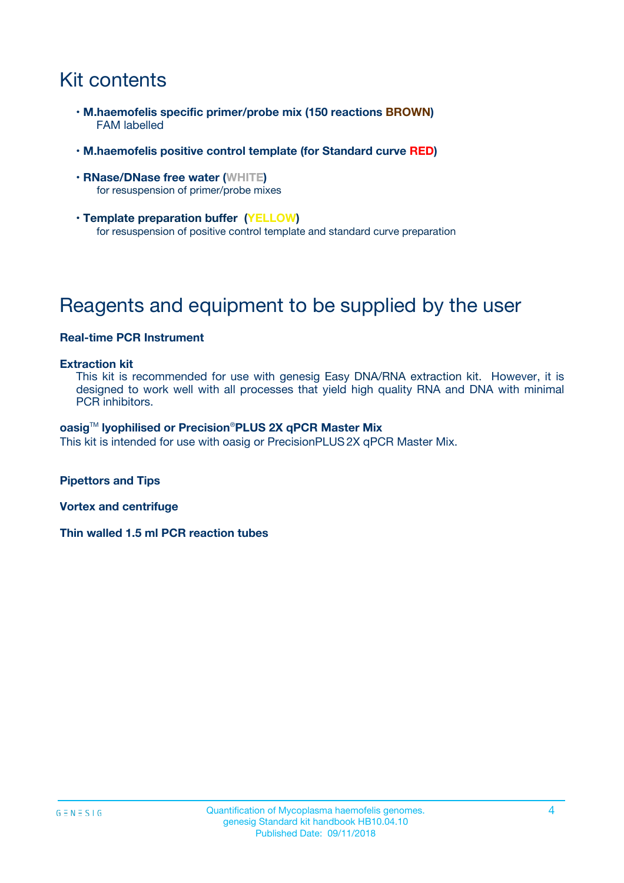# Kit contents

- **M.haemofelis specific primer/probe mix (150 reactions BROWN)**
  FAM labelled
- **M.haemofelis positive control template (for Standard curve RED)**
- **RNase/DNase free water (WHITE)**
  for resuspension of primer/probe mixes
- **Template preparation buffer (YELLOW)**
  for resuspension of positive control template and standard curve preparation

# Reagents and equipment to be supplied by the user

**Real-time PCR Instrument**

**Extraction kit**

This kit is recommended for use with genesig Easy DNA/RNA extraction kit. However, it is designed to work well with all processes that yield high quality RNA and DNA with minimal PCR inhibitors.

**oasig™ lyophilised or Precision®PLUS 2X qPCR Master Mix**

This kit is intended for use with oasig or PrecisionPLUS 2X qPCR Master Mix.

**Pipettors and Tips**

**Vortex and centrifuge**

**Thin walled 1.5 ml PCR reaction tubes**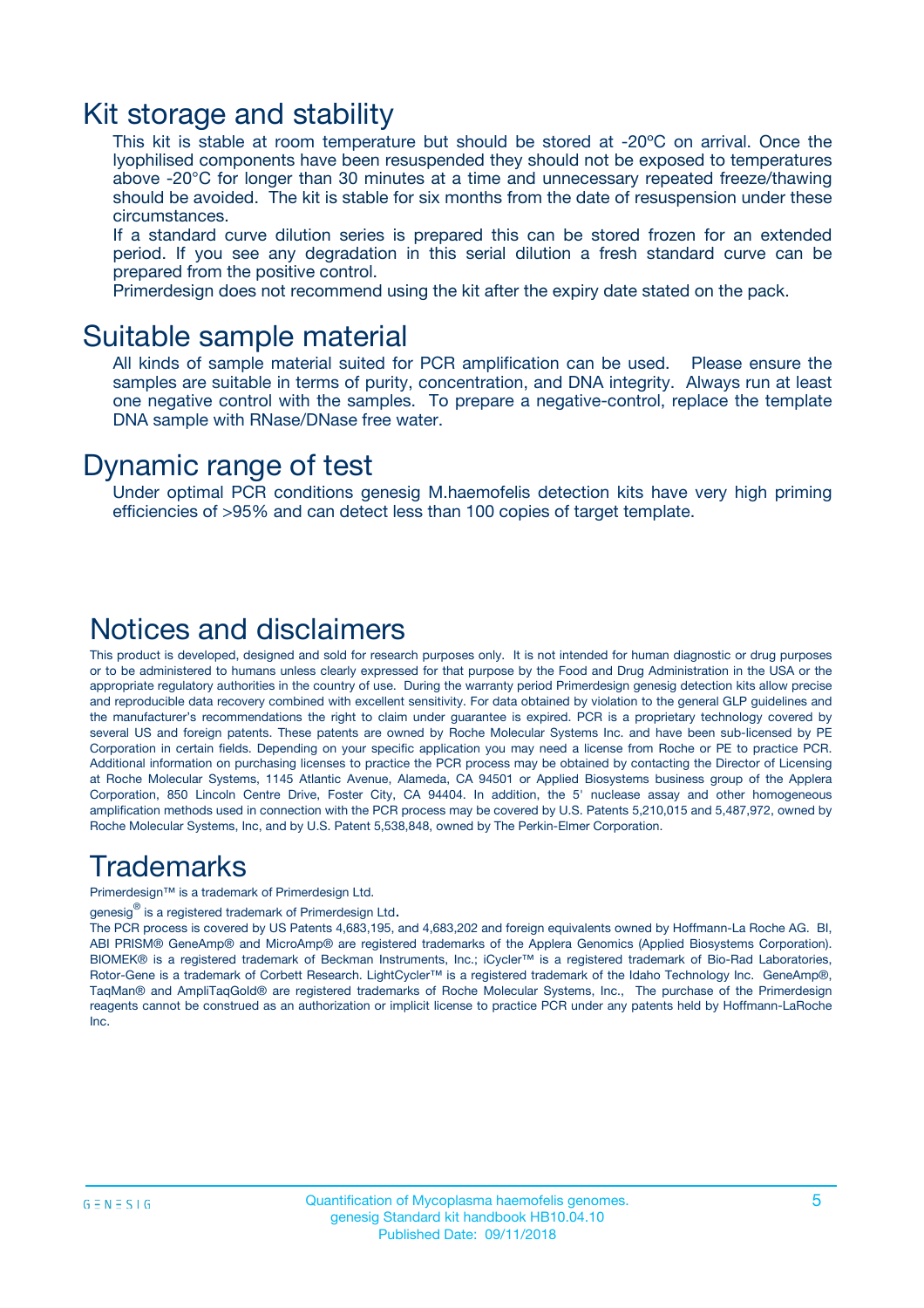# Kit storage and stability

This kit is stable at room temperature but should be stored at -20ºC on arrival. Once the lyophilised components have been resuspended they should not be exposed to temperatures above -20°C for longer than 30 minutes at a time and unnecessary repeated freeze/thawing should be avoided. The kit is stable for six months from the date of resuspension under these circumstances.

If a standard curve dilution series is prepared this can be stored frozen for an extended period. If you see any degradation in this serial dilution a fresh standard curve can be prepared from the positive control.

Primerdesign does not recommend using the kit after the expiry date stated on the pack.

# Suitable sample material

All kinds of sample material suited for PCR amplification can be used. Please ensure the samples are suitable in terms of purity, concentration, and DNA integrity. Always run at least one negative control with the samples. To prepare a negative-control, replace the template DNA sample with RNase/DNase free water.

# Dynamic range of test

Under optimal PCR conditions genesig M.haemofelis detection kits have very high priming efficiencies of >95% and can detect less than 100 copies of target template.

# Notices and disclaimers

This product is developed, designed and sold for research purposes only. It is not intended for human diagnostic or drug purposes or to be administered to humans unless clearly expressed for that purpose by the Food and Drug Administration in the USA or the appropriate regulatory authorities in the country of use. During the warranty period Primerdesign genesig detection kits allow precise and reproducible data recovery combined with excellent sensitivity. For data obtained by violation to the general GLP guidelines and the manufacturer's recommendations the right to claim under guarantee is expired. PCR is a proprietary technology covered by several US and foreign patents. These patents are owned by Roche Molecular Systems Inc. and have been sub-licensed by PE Corporation in certain fields. Depending on your specific application you may need a license from Roche or PE to practice PCR. Additional information on purchasing licenses to practice the PCR process may be obtained by contacting the Director of Licensing at Roche Molecular Systems, 1145 Atlantic Avenue, Alameda, CA 94501 or Applied Biosystems business group of the Applera Corporation, 850 Lincoln Centre Drive, Foster City, CA 94404. In addition, the 5' nuclease assay and other homogeneous amplification methods used in connection with the PCR process may be covered by U.S. Patents 5,210,015 and 5,487,972, owned by Roche Molecular Systems, Inc, and by U.S. Patent 5,538,848, owned by The Perkin-Elmer Corporation.

# Trademarks

Primerdesign™ is a trademark of Primerdesign Ltd.

genesig® is a registered trademark of Primerdesign Ltd.

The PCR process is covered by US Patents 4,683,195, and 4,683,202 and foreign equivalents owned by Hoffmann-La Roche AG. BI, ABI PRISM® GeneAmp® and MicroAmp® are registered trademarks of the Applera Genomics (Applied Biosystems Corporation). BIOMEK® is a registered trademark of Beckman Instruments, Inc.; iCycler™ is a registered trademark of Bio-Rad Laboratories, Rotor-Gene is a trademark of Corbett Research. LightCycler™ is a registered trademark of the Idaho Technology Inc. GeneAmp®, TaqMan® and AmpliTaqGold® are registered trademarks of Roche Molecular Systems, Inc., The purchase of the Primerdesign reagents cannot be construed as an authorization or implicit license to practice PCR under any patents held by Hoffmann-LaRoche Inc.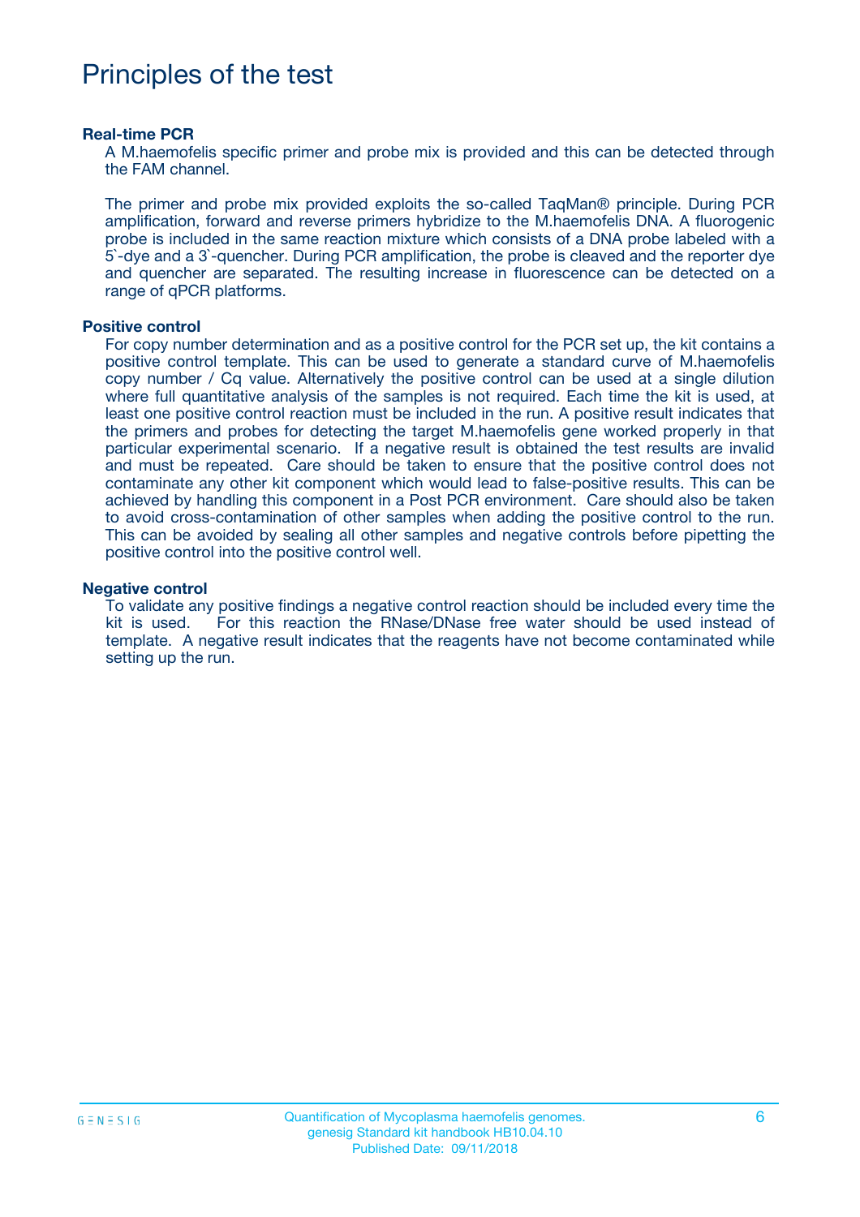# Principles of the test

### Real-time PCR

A M.haemofelis specific primer and probe mix is provided and this can be detected through the FAM channel.

The primer and probe mix provided exploits the so-called TaqMan® principle. During PCR amplification, forward and reverse primers hybridize to the M.haemofelis DNA. A fluorogenic probe is included in the same reaction mixture which consists of a DNA probe labeled with a 5`-dye and a 3`-quencher. During PCR amplification, the probe is cleaved and the reporter dye and quencher are separated. The resulting increase in fluorescence can be detected on a range of qPCR platforms.

### Positive control

For copy number determination and as a positive control for the PCR set up, the kit contains a positive control template. This can be used to generate a standard curve of M.haemofelis copy number / Cq value. Alternatively the positive control can be used at a single dilution where full quantitative analysis of the samples is not required. Each time the kit is used, at least one positive control reaction must be included in the run. A positive result indicates that the primers and probes for detecting the target M.haemofelis gene worked properly in that particular experimental scenario. If a negative result is obtained the test results are invalid and must be repeated. Care should be taken to ensure that the positive control does not contaminate any other kit component which would lead to false-positive results. This can be achieved by handling this component in a Post PCR environment. Care should also be taken to avoid cross-contamination of other samples when adding the positive control to the run. This can be avoided by sealing all other samples and negative controls before pipetting the positive control into the positive control well.

### Negative control

To validate any positive findings a negative control reaction should be included every time the kit is used. For this reaction the RNase/DNase free water should be used instead of template. A negative result indicates that the reagents have not become contaminated while setting up the run.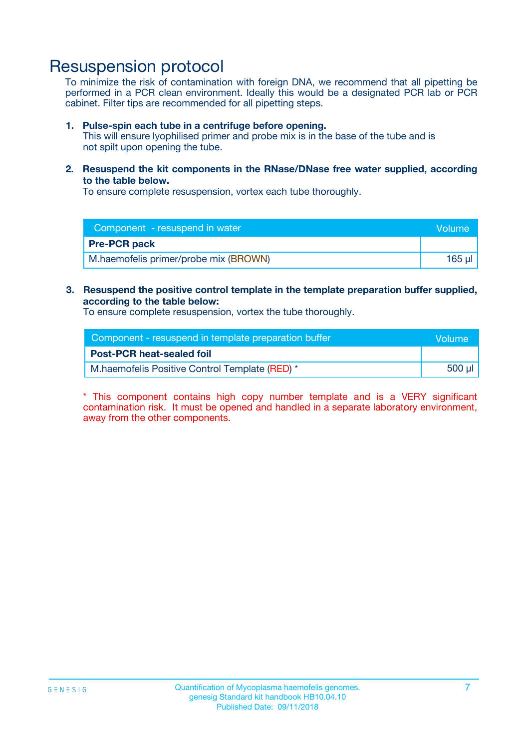# Resuspension protocol

To minimize the risk of contamination with foreign DNA, we recommend that all pipetting be performed in a PCR clean environment. Ideally this would be a designated PCR lab or PCR cabinet. Filter tips are recommended for all pipetting steps.

1. **Pulse-spin each tube in a centrifuge before opening.**
   This will ensure lyophilised primer and probe mix is in the base of the tube and is not spilt upon opening the tube.

2. **Resuspend the kit components in the RNase/DNase free water supplied, according to the table below.**
   To ensure complete resuspension, vortex each tube thoroughly.

| Component - resuspend in water | Volume |
|---|---|
| **Pre-PCR pack** | |
| M.haemofelis primer/probe mix (BROWN) | 165 µl |

3. **Resuspend the positive control template in the template preparation buffer supplied, according to the table below:**
   To ensure complete resuspension, vortex the tube thoroughly.

| Component - resuspend in template preparation buffer | Volume |
|---|---|
| **Post-PCR heat-sealed foil** | |
| M.haemofelis Positive Control Template (RED) * | 500 µl |

* This component contains high copy number template and is a VERY significant contamination risk. It must be opened and handled in a separate laboratory environment, away from the other components.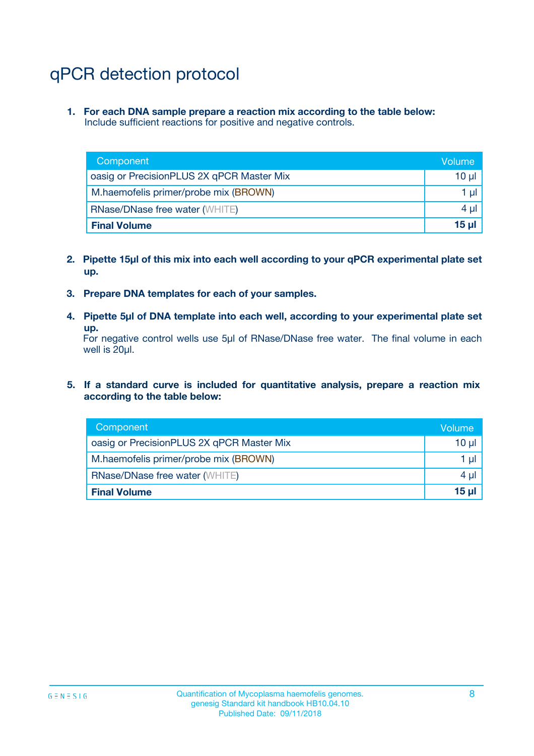# qPCR detection protocol

1. **For each DNA sample prepare a reaction mix according to the table below:**
   Include sufficient reactions for positive and negative controls.

| Component | Volume |
|---|---|
| oasig or PrecisionPLUS 2X qPCR Master Mix | 10 µl |
| M.haemofelis primer/probe mix (BROWN) | 1 µl |
| RNase/DNase free water (WHITE) | 4 µl |
| **Final Volume** | **15 µl** |

2. **Pipette 15µl of this mix into each well according to your qPCR experimental plate set up.**

3. **Prepare DNA templates for each of your samples.**

4. **Pipette 5µl of DNA template into each well, according to your experimental plate set up.**
   For negative control wells use 5µl of RNase/DNase free water. The final volume in each well is 20µl.

5. **If a standard curve is included for quantitative analysis, prepare a reaction mix according to the table below:**

| Component | Volume |
|---|---|
| oasig or PrecisionPLUS 2X qPCR Master Mix | 10 µl |
| M.haemofelis primer/probe mix (BROWN) | 1 µl |
| RNase/DNase free water (WHITE) | 4 µl |
| **Final Volume** | **15 µl** |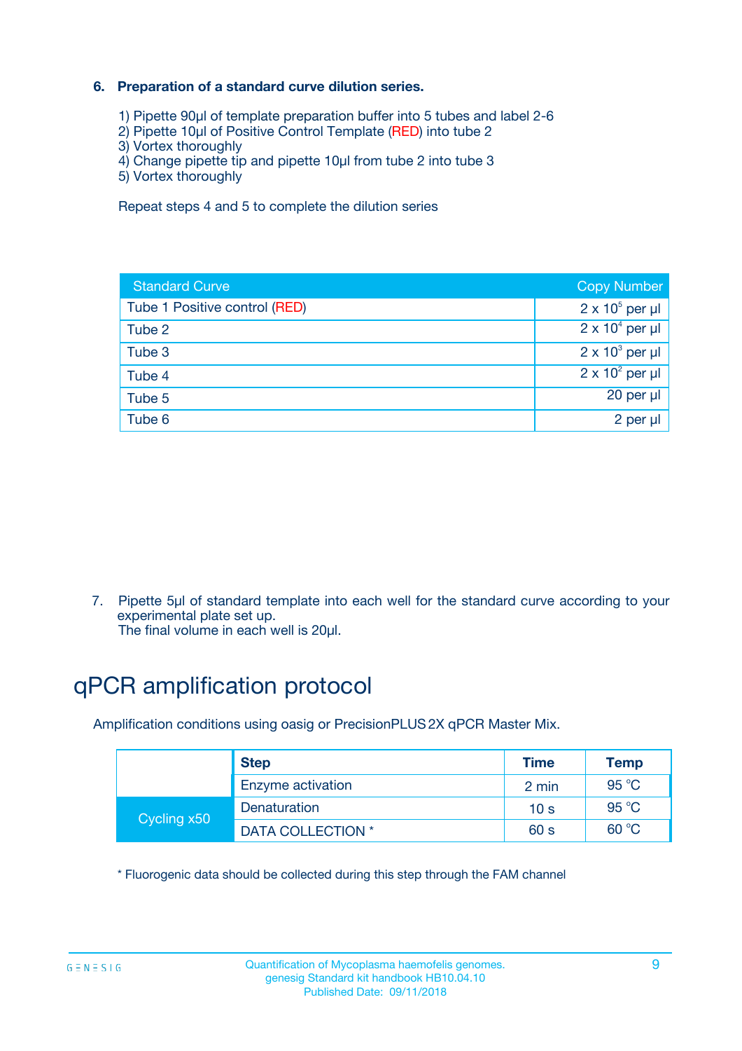### 6. Preparation of a standard curve dilution series.

1) Pipette 90µl of template preparation buffer into 5 tubes and label 2-6
2) Pipette 10µl of Positive Control Template (RED) into tube 2
3) Vortex thoroughly
4) Change pipette tip and pipette 10µl from tube 2 into tube 3
5) Vortex thoroughly

Repeat steps 4 and 5 to complete the dilution series

| Standard Curve | Copy Number |
|---|---|
| Tube 1 Positive control (RED) | $2 \times 10^5$ per µl |
| Tube 2 | $2 \times 10^4$ per µl |
| Tube 3 | $2 \times 10^3$ per µl |
| Tube 4 | $2 \times 10^2$ per µl |
| Tube 5 | 20 per µl |
| Tube 6 | 2 per µl |

7. Pipette 5µl of standard template into each well for the standard curve according to your experimental plate set up.
   The final volume in each well is 20µl.

# qPCR amplification protocol

Amplification conditions using oasig or PrecisionPLUS 2X qPCR Master Mix.

| | Step | Time | Temp |
|---|---|---|---|
| | Enzyme activation | 2 min | 95 °C |
| Cycling x50 | Denaturation | 10 s | 95 °C |
| | DATA COLLECTION * | 60 s | 60 °C |

* Fluorogenic data should be collected during this step through the FAM channel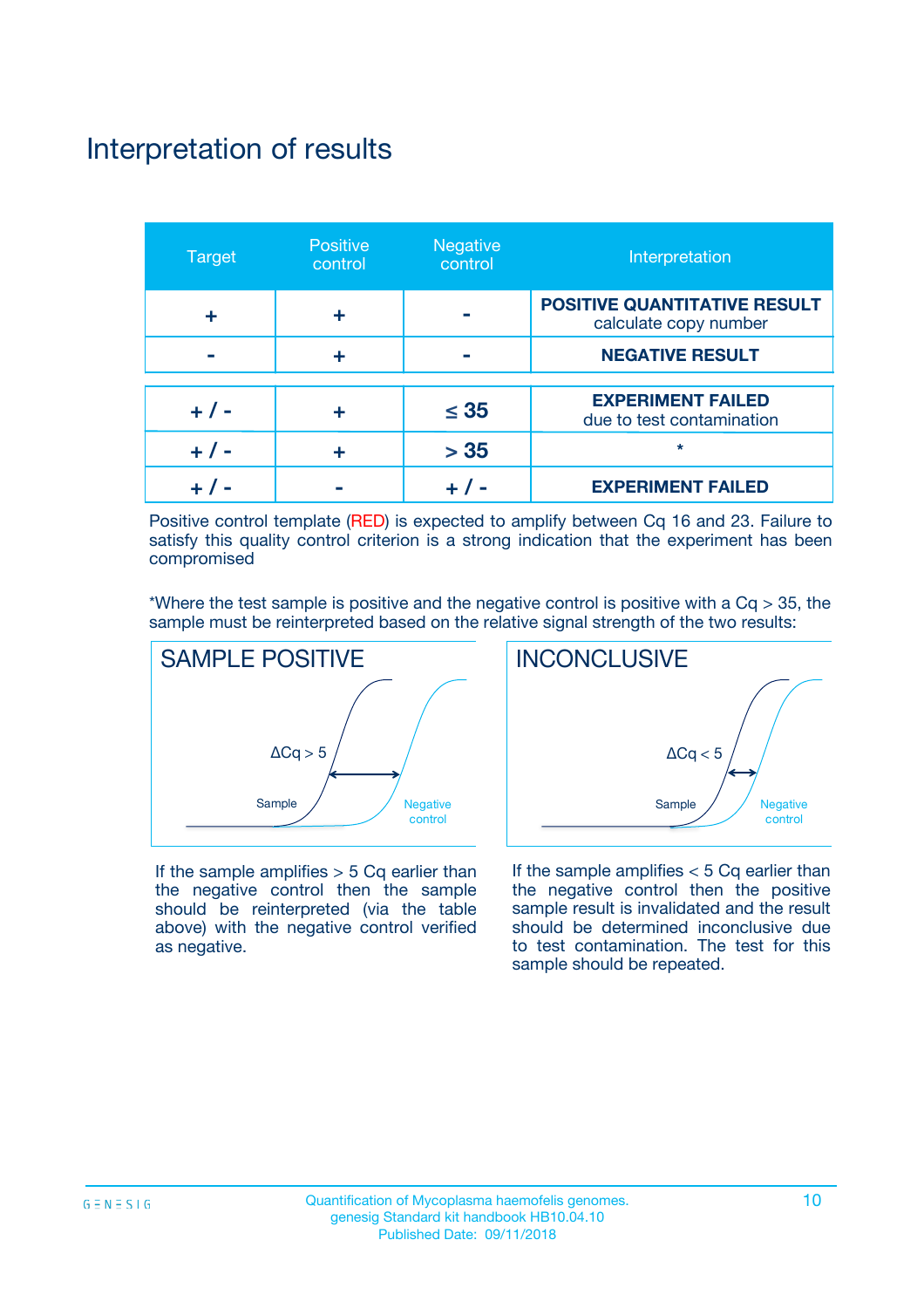# Interpretation of results

| Target | Positive control | Negative control | Interpretation |
|---|---|---|---|
| + | + | - | **POSITIVE QUANTITATIVE RESULT** calculate copy number |
| - | + | - | **NEGATIVE RESULT** |
| + / - | + | ≤ 35 | **EXPERIMENT FAILED** due to test contamination |
| + / - | + | > 35 | * |
| + / - | - | + / - | **EXPERIMENT FAILED** |

Positive control template (RED) is expected to amplify between Cq 16 and 23. Failure to satisfy this quality control criterion is a strong indication that the experiment has been compromised

*Where the test sample is positive and the negative control is positive with a Cq > 35, the sample must be reinterpreted based on the relative signal strength of the two results:

SAMPLE POSITIVE

ΔCq > 5

Sample

Negative control

If the sample amplifies > 5 Cq earlier than the negative control then the sample should be reinterpreted (via the table above) with the negative control verified as negative.

INCONCLUSIVE

ΔCq < 5

Sample

Negative control

If the sample amplifies < 5 Cq earlier than the negative control then the positive sample result is invalidated and the result should be determined inconclusive due to test contamination. The test for this sample should be repeated.